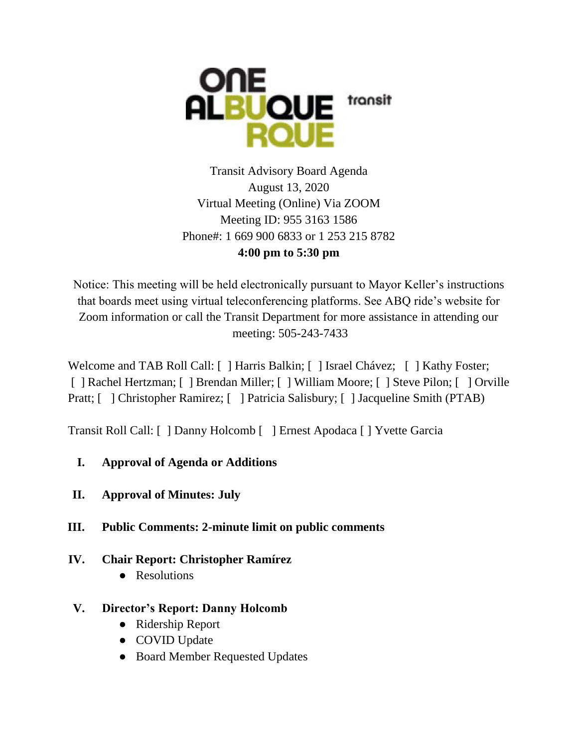ONE ALBUQUERQUE transit

Transit Advisory Board Agenda
August 13, 2020
Virtual Meeting (Online) Via ZOOM
Meeting ID: 955 3163 1586
Phone#: 1 669 900 6833 or 1 253 215 8782
**4:00 pm to 5:30 pm**

Notice: This meeting will be held electronically pursuant to Mayor Keller's instructions that boards meet using virtual teleconferencing platforms. See ABQ ride's website for Zoom information or call the Transit Department for more assistance in attending our meeting: 505-243-7433

Welcome and TAB Roll Call: [ ] Harris Balkin; [ ] Israel Chávez; [ ] Kathy Foster; [ ] Rachel Hertzman; [ ] Brendan Miller; [ ] William Moore; [ ] Steve Pilon; [ ] Orville Pratt; [ ] Christopher Ramirez; [ ] Patricia Salisbury; [ ] Jacqueline Smith (PTAB)

Transit Roll Call: [ ] Danny Holcomb [ ] Ernest Apodaca [ ] Yvette Garcia

I. **Approval of Agenda or Additions**

II. **Approval of Minutes: July**

III. **Public Comments: 2-minute limit on public comments**

IV. **Chair Report: Christopher Ramírez**
   - Resolutions

V. **Director's Report: Danny Holcomb**
   - Ridership Report
   - COVID Update
   - Board Member Requested Updates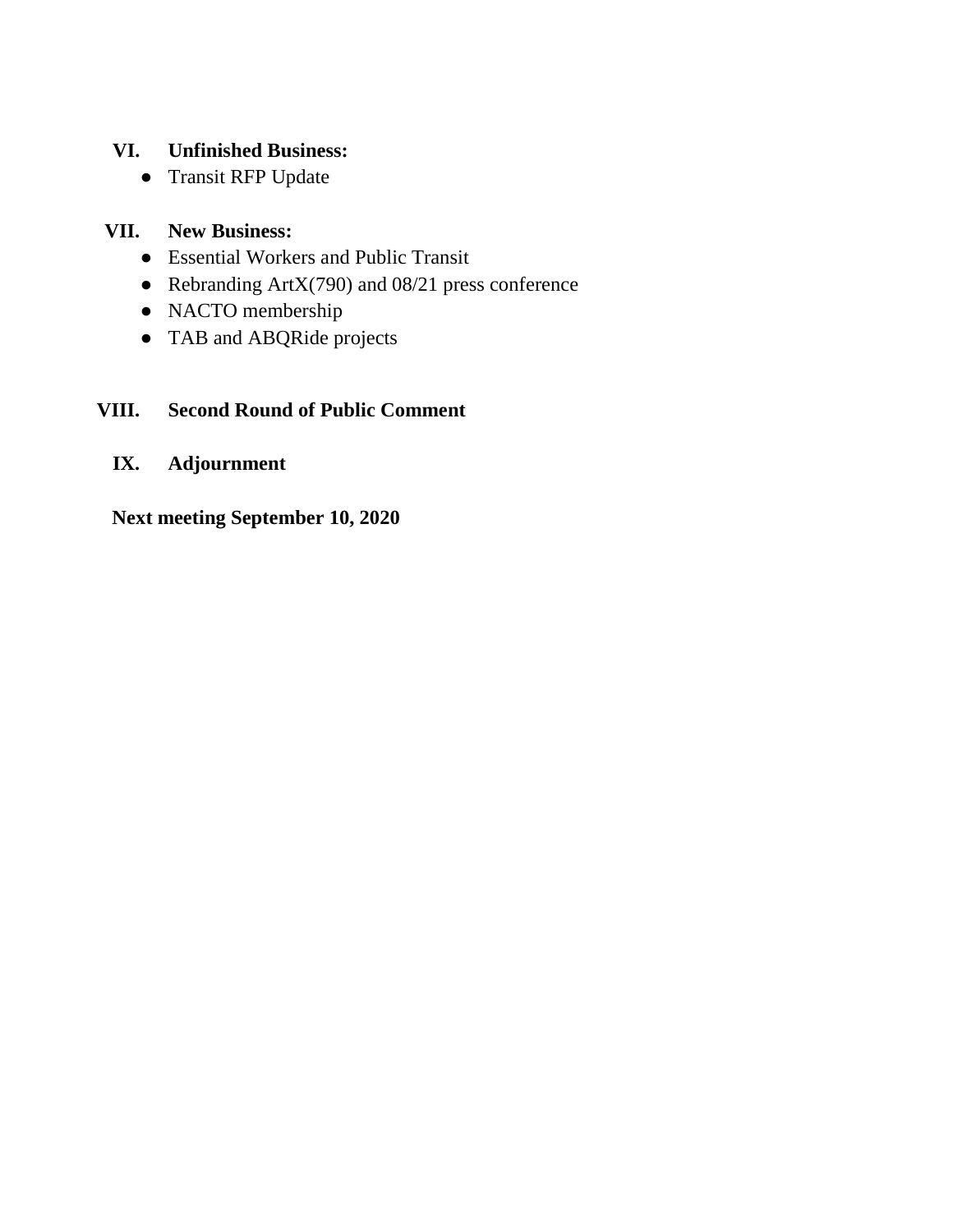**VI. Unfinished Business:**

- Transit RFP Update

**VII. New Business:**

- Essential Workers and Public Transit
- Rebranding ArtX(790) and 08/21 press conference
- NACTO membership
- TAB and ABQRide projects

**VIII. Second Round of Public Comment**

**IX. Adjournment**

**Next meeting September 10, 2020**